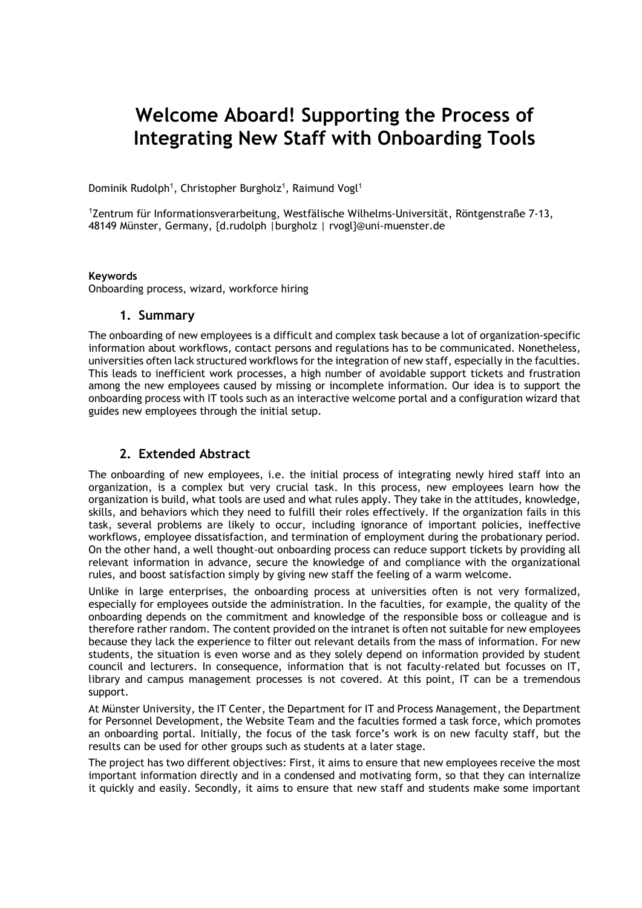# Welcome Aboard! Supporting the Process of Integrating New Staff with Onboarding Tools

Dominik Rudolph[1], Christopher Burgholz[1], Raimund Vogl[1]

[1]Zentrum für Informationsverarbeitung, Westfälische Wilhelms-Universität, Röntgenstraße 7-13, 48149 Münster, Germany, {d.rudolph |burgholz | rvogl}@uni-muenster.de

**Keywords**
Onboarding process, wizard, workforce hiring

## 1. Summary

The onboarding of new employees is a difficult and complex task because a lot of organization-specific information about workflows, contact persons and regulations has to be communicated. Nonetheless, universities often lack structured workflows for the integration of new staff, especially in the faculties. This leads to inefficient work processes, a high number of avoidable support tickets and frustration among the new employees caused by missing or incomplete information. Our idea is to support the onboarding process with IT tools such as an interactive welcome portal and a configuration wizard that guides new employees through the initial setup.

## 2. Extended Abstract

The onboarding of new employees, i.e. the initial process of integrating newly hired staff into an organization, is a complex but very crucial task. In this process, new employees learn how the organization is build, what tools are used and what rules apply. They take in the attitudes, knowledge, skills, and behaviors which they need to fulfill their roles effectively. If the organization fails in this task, several problems are likely to occur, including ignorance of important policies, ineffective workflows, employee dissatisfaction, and termination of employment during the probationary period. On the other hand, a well thought-out onboarding process can reduce support tickets by providing all relevant information in advance, secure the knowledge of and compliance with the organizational rules, and boost satisfaction simply by giving new staff the feeling of a warm welcome.

Unlike in large enterprises, the onboarding process at universities often is not very formalized, especially for employees outside the administration. In the faculties, for example, the quality of the onboarding depends on the commitment and knowledge of the responsible boss or colleague and is therefore rather random. The content provided on the intranet is often not suitable for new employees because they lack the experience to filter out relevant details from the mass of information. For new students, the situation is even worse and as they solely depend on information provided by student council and lecturers. In consequence, information that is not faculty-related but focusses on IT, library and campus management processes is not covered. At this point, IT can be a tremendous support.

At Münster University, the IT Center, the Department for IT and Process Management, the Department for Personnel Development, the Website Team and the faculties formed a task force, which promotes an onboarding portal. Initially, the focus of the task force's work is on new faculty staff, but the results can be used for other groups such as students at a later stage.

The project has two different objectives: First, it aims to ensure that new employees receive the most important information directly and in a condensed and motivating form, so that they can internalize it quickly and easily. Secondly, it aims to ensure that new staff and students make some important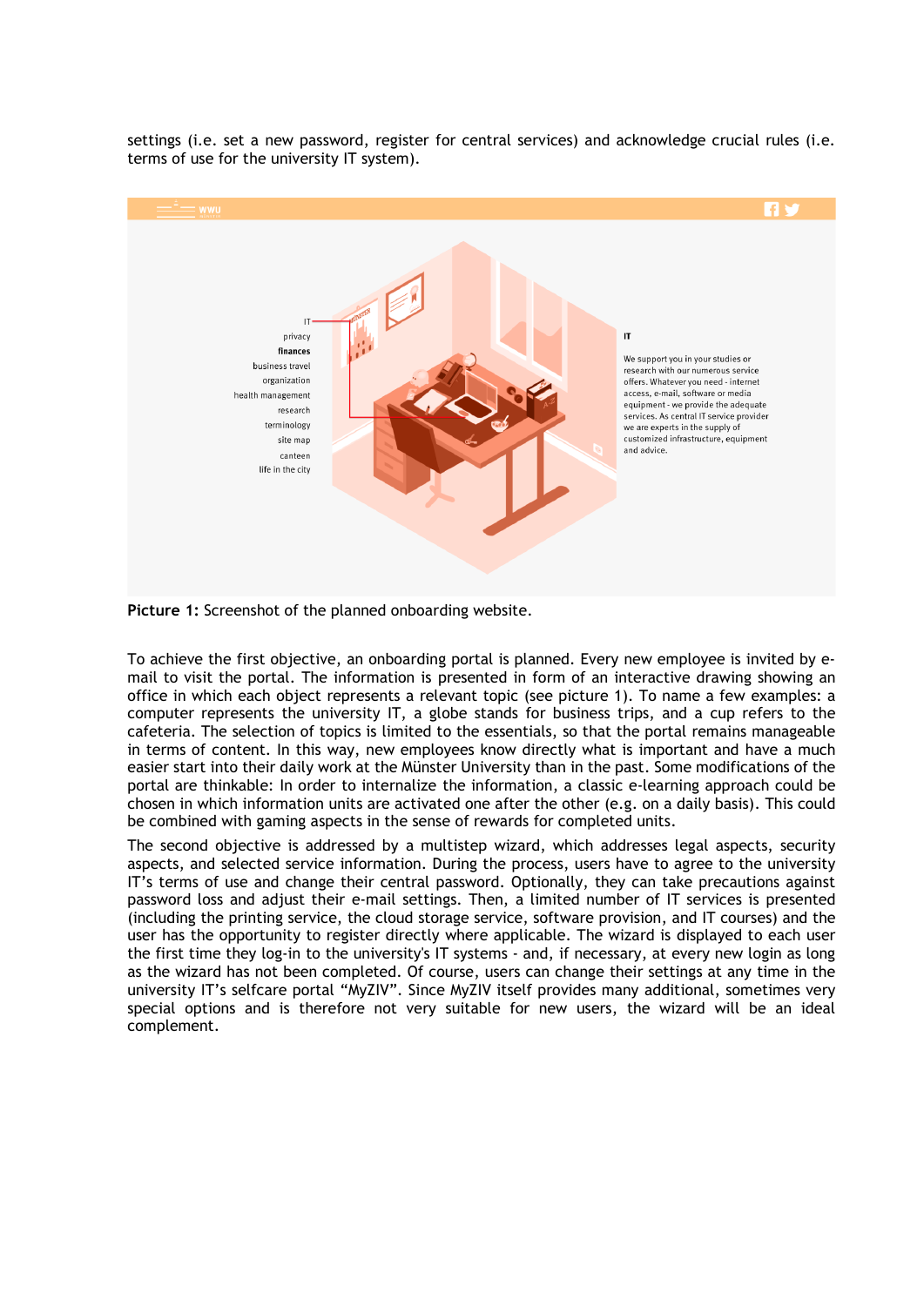settings (i.e. set a new password, register for central services) and acknowledge crucial rules (i.e. terms of use for the university IT system).

**Picture 1:** Screenshot of the planned onboarding website.

To achieve the first objective, an onboarding portal is planned. Every new employee is invited by e-mail to visit the portal. The information is presented in form of an interactive drawing showing an office in which each object represents a relevant topic (see picture 1). To name a few examples: a computer represents the university IT, a globe stands for business trips, and a cup refers to the cafeteria. The selection of topics is limited to the essentials, so that the portal remains manageable in terms of content. In this way, new employees know directly what is important and have a much easier start into their daily work at the Münster University than in the past. Some modifications of the portal are thinkable: In order to internalize the information, a classic e-learning approach could be chosen in which information units are activated one after the other (e.g. on a daily basis). This could be combined with gaming aspects in the sense of rewards for completed units.

The second objective is addressed by a multistep wizard, which addresses legal aspects, security aspects, and selected service information. During the process, users have to agree to the university IT's terms of use and change their central password. Optionally, they can take precautions against password loss and adjust their e-mail settings. Then, a limited number of IT services is presented (including the printing service, the cloud storage service, software provision, and IT courses) and the user has the opportunity to register directly where applicable. The wizard is displayed to each user the first time they log-in to the university's IT systems - and, if necessary, at every new login as long as the wizard has not been completed. Of course, users can change their settings at any time in the university IT's selfcare portal "MyZIV". Since MyZIV itself provides many additional, sometimes very special options and is therefore not very suitable for new users, the wizard will be an ideal complement.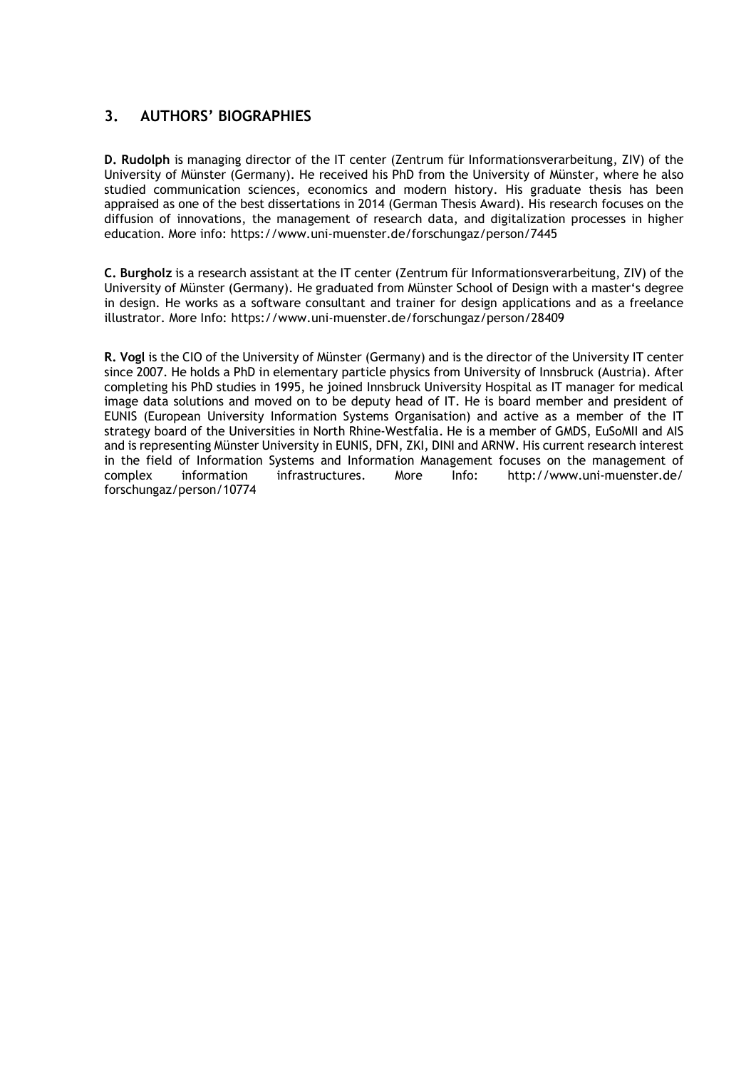## 3. AUTHORS' BIOGRAPHIES

**D. Rudolph** is managing director of the IT center (Zentrum für Informationsverarbeitung, ZIV) of the University of Münster (Germany). He received his PhD from the University of Münster, where he also studied communication sciences, economics and modern history. His graduate thesis has been appraised as one of the best dissertations in 2014 (German Thesis Award). His research focuses on the diffusion of innovations, the management of research data, and digitalization processes in higher education. More info: https://www.uni-muenster.de/forschungaz/person/7445

**C. Burgholz** is a research assistant at the IT center (Zentrum für Informationsverarbeitung, ZIV) of the University of Münster (Germany). He graduated from Münster School of Design with a master's degree in design. He works as a software consultant and trainer for design applications and as a freelance illustrator. More Info: https://www.uni-muenster.de/forschungaz/person/28409

**R. Vogl** is the CIO of the University of Münster (Germany) and is the director of the University IT center since 2007. He holds a PhD in elementary particle physics from University of Innsbruck (Austria). After completing his PhD studies in 1995, he joined Innsbruck University Hospital as IT manager for medical image data solutions and moved on to be deputy head of IT. He is board member and president of EUNIS (European University Information Systems Organisation) and active as a member of the IT strategy board of the Universities in North Rhine-Westfalia. He is a member of GMDS, EuSoMII and AIS and is representing Münster University in EUNIS, DFN, ZKI, DINI and ARNW. His current research interest in the field of Information Systems and Information Management focuses on the management of complex information infrastructures. More Info: http://www.uni-muenster.de/forschungaz/person/10774